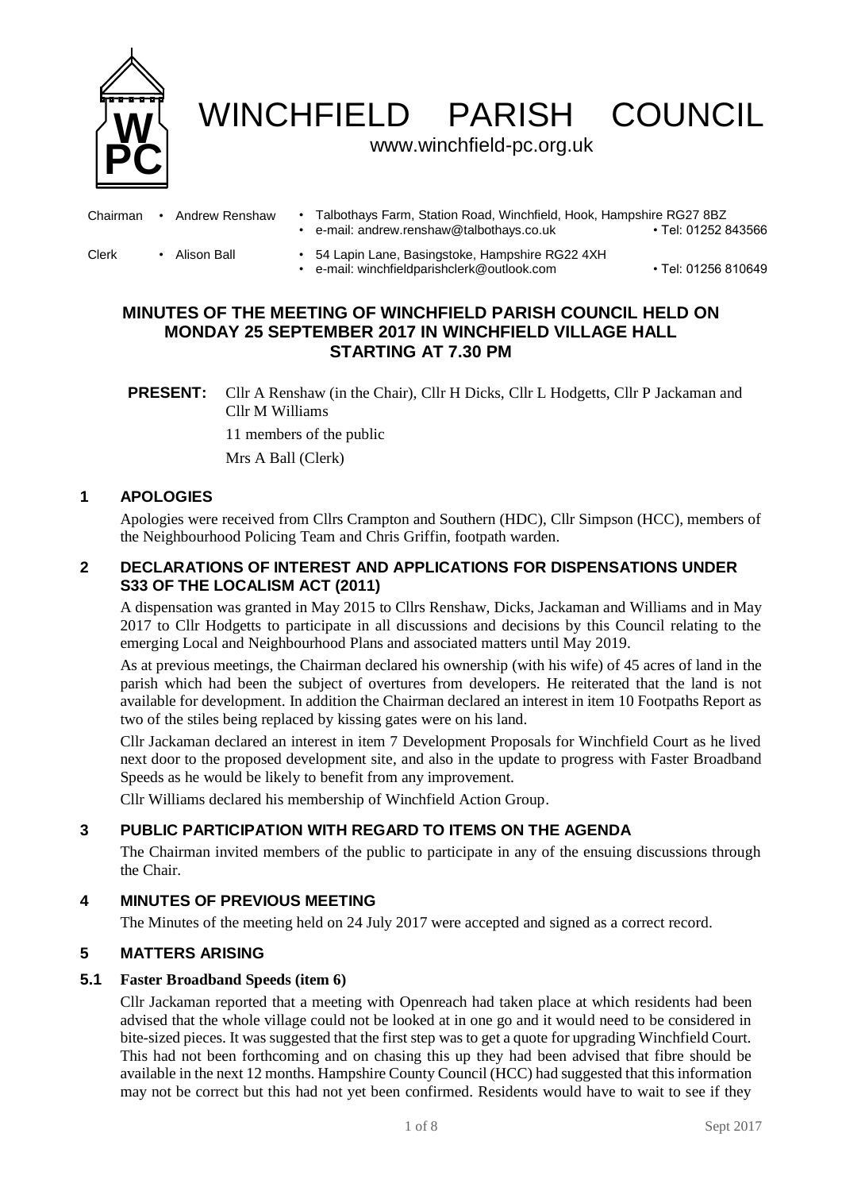# WINCHFIELD PARISH COUNCIL

www.winchfield-pc.org.uk

| | | | |
|---|---|---|---|
| Chairman | • Andrew Renshaw | • Talbothays Farm, Station Road, Winchfield, Hook, Hampshire RG27 8BZ<br>• e-mail: andrew.renshaw@talbothays.co.uk | • Tel: 01252 843566 |
| Clerk | • Alison Ball | • 54 Lapin Lane, Basingstoke, Hampshire RG22 4XH<br>• e-mail: winchfieldparishclerk@outlook.com | • Tel: 01256 810649 |

## MINUTES OF THE MEETING OF WINCHFIELD PARISH COUNCIL HELD ON MONDAY 25 SEPTEMBER 2017 IN WINCHFIELD VILLAGE HALL STARTING AT 7.30 PM

**PRESENT:** Cllr A Renshaw (in the Chair), Cllr H Dicks, Cllr L Hodgetts, Cllr P Jackaman and Cllr M Williams

11 members of the public

Mrs A Ball (Clerk)

### 1 APOLOGIES

Apologies were received from Cllrs Crampton and Southern (HDC), Cllr Simpson (HCC), members of the Neighbourhood Policing Team and Chris Griffin, footpath warden.

### 2 DECLARATIONS OF INTEREST AND APPLICATIONS FOR DISPENSATIONS UNDER S33 OF THE LOCALISM ACT (2011)

A dispensation was granted in May 2015 to Cllrs Renshaw, Dicks, Jackaman and Williams and in May 2017 to Cllr Hodgetts to participate in all discussions and decisions by this Council relating to the emerging Local and Neighbourhood Plans and associated matters until May 2019.

As at previous meetings, the Chairman declared his ownership (with his wife) of 45 acres of land in the parish which had been the subject of overtures from developers. He reiterated that the land is not available for development. In addition the Chairman declared an interest in item 10 Footpaths Report as two of the stiles being replaced by kissing gates were on his land.

Cllr Jackaman declared an interest in item 7 Development Proposals for Winchfield Court as he lived next door to the proposed development site, and also in the update to progress with Faster Broadband Speeds as he would be likely to benefit from any improvement.

Cllr Williams declared his membership of Winchfield Action Group.

### 3 PUBLIC PARTICIPATION WITH REGARD TO ITEMS ON THE AGENDA

The Chairman invited members of the public to participate in any of the ensuing discussions through the Chair.

### 4 MINUTES OF PREVIOUS MEETING

The Minutes of the meeting held on 24 July 2017 were accepted and signed as a correct record.

### 5 MATTERS ARISING

#### 5.1 Faster Broadband Speeds (item 6)

Cllr Jackaman reported that a meeting with Openreach had taken place at which residents had been advised that the whole village could not be looked at in one go and it would need to be considered in bite-sized pieces. It was suggested that the first step was to get a quote for upgrading Winchfield Court. This had not been forthcoming and on chasing this up they had been advised that fibre should be available in the next 12 months. Hampshire County Council (HCC) had suggested that this information may not be correct but this had not yet been confirmed. Residents would have to wait to see if they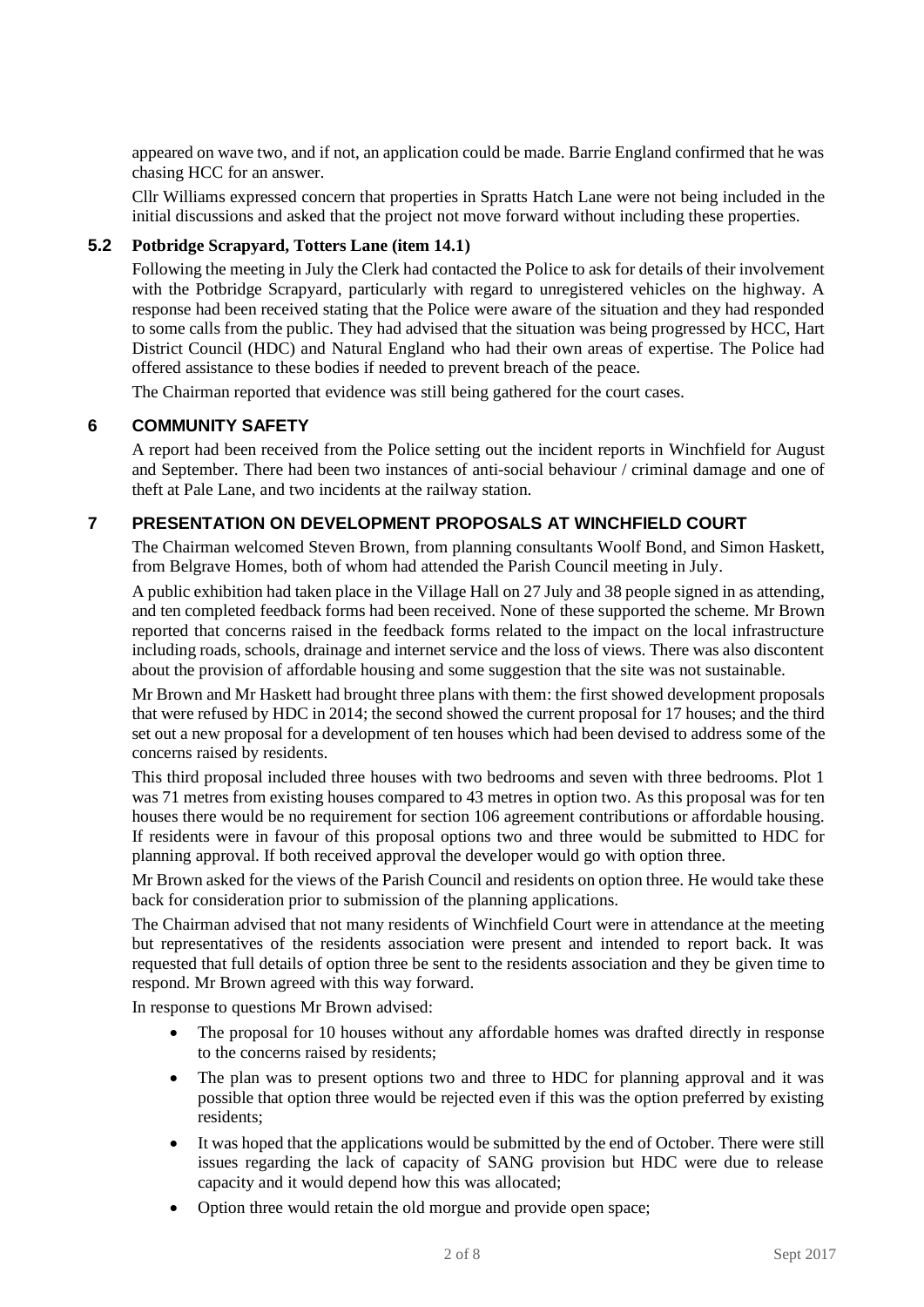appeared on wave two, and if not, an application could be made. Barrie England confirmed that he was chasing HCC for an answer.

Cllr Williams expressed concern that properties in Spratts Hatch Lane were not being included in the initial discussions and asked that the project not move forward without including these properties.

### 5.2 Potbridge Scrapyard, Totters Lane (item 14.1)

Following the meeting in July the Clerk had contacted the Police to ask for details of their involvement with the Potbridge Scrapyard, particularly with regard to unregistered vehicles on the highway. A response had been received stating that the Police were aware of the situation and they had responded to some calls from the public. They had advised that the situation was being progressed by HCC, Hart District Council (HDC) and Natural England who had their own areas of expertise. The Police had offered assistance to these bodies if needed to prevent breach of the peace.

The Chairman reported that evidence was still being gathered for the court cases.

## 6 COMMUNITY SAFETY

A report had been received from the Police setting out the incident reports in Winchfield for August and September. There had been two instances of anti-social behaviour / criminal damage and one of theft at Pale Lane, and two incidents at the railway station.

## 7 PRESENTATION ON DEVELOPMENT PROPOSALS AT WINCHFIELD COURT

The Chairman welcomed Steven Brown, from planning consultants Woolf Bond, and Simon Haskett, from Belgrave Homes, both of whom had attended the Parish Council meeting in July.

A public exhibition had taken place in the Village Hall on 27 July and 38 people signed in as attending, and ten completed feedback forms had been received. None of these supported the scheme. Mr Brown reported that concerns raised in the feedback forms related to the impact on the local infrastructure including roads, schools, drainage and internet service and the loss of views. There was also discontent about the provision of affordable housing and some suggestion that the site was not sustainable.

Mr Brown and Mr Haskett had brought three plans with them: the first showed development proposals that were refused by HDC in 2014; the second showed the current proposal for 17 houses; and the third set out a new proposal for a development of ten houses which had been devised to address some of the concerns raised by residents.

This third proposal included three houses with two bedrooms and seven with three bedrooms. Plot 1 was 71 metres from existing houses compared to 43 metres in option two. As this proposal was for ten houses there would be no requirement for section 106 agreement contributions or affordable housing. If residents were in favour of this proposal options two and three would be submitted to HDC for planning approval. If both received approval the developer would go with option three.

Mr Brown asked for the views of the Parish Council and residents on option three. He would take these back for consideration prior to submission of the planning applications.

The Chairman advised that not many residents of Winchfield Court were in attendance at the meeting but representatives of the residents association were present and intended to report back. It was requested that full details of option three be sent to the residents association and they be given time to respond. Mr Brown agreed with this way forward.

In response to questions Mr Brown advised:

- The proposal for 10 houses without any affordable homes was drafted directly in response to the concerns raised by residents;
- The plan was to present options two and three to HDC for planning approval and it was possible that option three would be rejected even if this was the option preferred by existing residents;
- It was hoped that the applications would be submitted by the end of October. There were still issues regarding the lack of capacity of SANG provision but HDC were due to release capacity and it would depend how this was allocated;
- Option three would retain the old morgue and provide open space;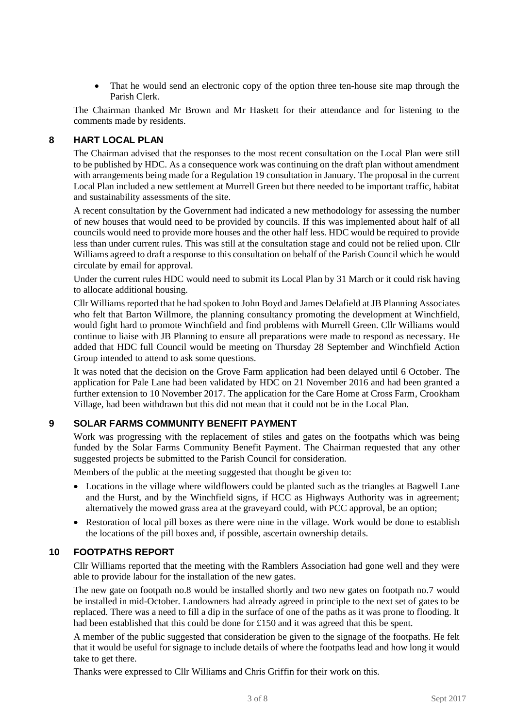- That he would send an electronic copy of the option three ten-house site map through the Parish Clerk.

The Chairman thanked Mr Brown and Mr Haskett for their attendance and for listening to the comments made by residents.

## 8 HART LOCAL PLAN

The Chairman advised that the responses to the most recent consultation on the Local Plan were still to be published by HDC. As a consequence work was continuing on the draft plan without amendment with arrangements being made for a Regulation 19 consultation in January. The proposal in the current Local Plan included a new settlement at Murrell Green but there needed to be important traffic, habitat and sustainability assessments of the site.

A recent consultation by the Government had indicated a new methodology for assessing the number of new houses that would need to be provided by councils. If this was implemented about half of all councils would need to provide more houses and the other half less. HDC would be required to provide less than under current rules. This was still at the consultation stage and could not be relied upon. Cllr Williams agreed to draft a response to this consultation on behalf of the Parish Council which he would circulate by email for approval.

Under the current rules HDC would need to submit its Local Plan by 31 March or it could risk having to allocate additional housing.

Cllr Williams reported that he had spoken to John Boyd and James Delafield at JB Planning Associates who felt that Barton Willmore, the planning consultancy promoting the development at Winchfield, would fight hard to promote Winchfield and find problems with Murrell Green. Cllr Williams would continue to liaise with JB Planning to ensure all preparations were made to respond as necessary. He added that HDC full Council would be meeting on Thursday 28 September and Winchfield Action Group intended to attend to ask some questions.

It was noted that the decision on the Grove Farm application had been delayed until 6 October. The application for Pale Lane had been validated by HDC on 21 November 2016 and had been granted a further extension to 10 November 2017. The application for the Care Home at Cross Farm, Crookham Village, had been withdrawn but this did not mean that it could not be in the Local Plan.

## 9 SOLAR FARMS COMMUNITY BENEFIT PAYMENT

Work was progressing with the replacement of stiles and gates on the footpaths which was being funded by the Solar Farms Community Benefit Payment. The Chairman requested that any other suggested projects be submitted to the Parish Council for consideration.

Members of the public at the meeting suggested that thought be given to:

- Locations in the village where wildflowers could be planted such as the triangles at Bagwell Lane and the Hurst, and by the Winchfield signs, if HCC as Highways Authority was in agreement; alternatively the mowed grass area at the graveyard could, with PCC approval, be an option;
- Restoration of local pill boxes as there were nine in the village. Work would be done to establish the locations of the pill boxes and, if possible, ascertain ownership details.

## 10 FOOTPATHS REPORT

Cllr Williams reported that the meeting with the Ramblers Association had gone well and they were able to provide labour for the installation of the new gates.

The new gate on footpath no.8 would be installed shortly and two new gates on footpath no.7 would be installed in mid-October. Landowners had already agreed in principle to the next set of gates to be replaced. There was a need to fill a dip in the surface of one of the paths as it was prone to flooding. It had been established that this could be done for £150 and it was agreed that this be spent.

A member of the public suggested that consideration be given to the signage of the footpaths. He felt that it would be useful for signage to include details of where the footpaths lead and how long it would take to get there.

Thanks were expressed to Cllr Williams and Chris Griffin for their work on this.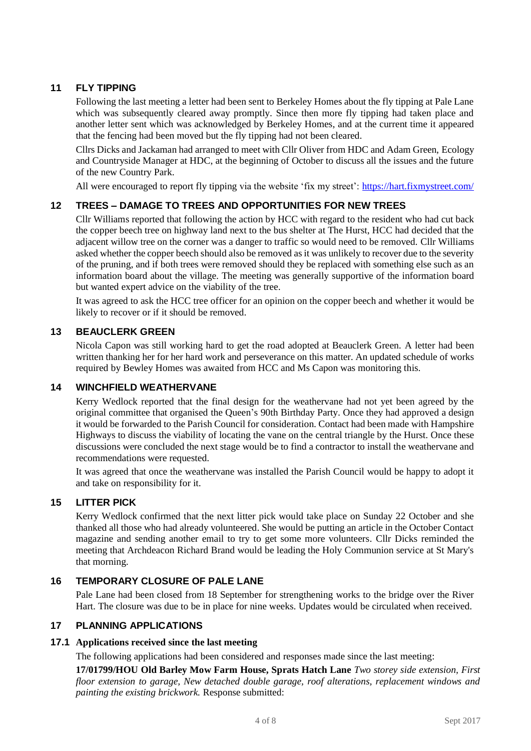## 11 FLY TIPPING

Following the last meeting a letter had been sent to Berkeley Homes about the fly tipping at Pale Lane which was subsequently cleared away promptly. Since then more fly tipping had taken place and another letter sent which was acknowledged by Berkeley Homes, and at the current time it appeared that the fencing had been moved but the fly tipping had not been cleared.

Cllrs Dicks and Jackaman had arranged to meet with Cllr Oliver from HDC and Adam Green, Ecology and Countryside Manager at HDC, at the beginning of October to discuss all the issues and the future of the new Country Park.

All were encouraged to report fly tipping via the website 'fix my street': https://hart.fixmystreet.com/

## 12 TREES – DAMAGE TO TREES AND OPPORTUNITIES FOR NEW TREES

Cllr Williams reported that following the action by HCC with regard to the resident who had cut back the copper beech tree on highway land next to the bus shelter at The Hurst, HCC had decided that the adjacent willow tree on the corner was a danger to traffic so would need to be removed. Cllr Williams asked whether the copper beech should also be removed as it was unlikely to recover due to the severity of the pruning, and if both trees were removed should they be replaced with something else such as an information board about the village. The meeting was generally supportive of the information board but wanted expert advice on the viability of the tree.

It was agreed to ask the HCC tree officer for an opinion on the copper beech and whether it would be likely to recover or if it should be removed.

## 13 BEAUCLERK GREEN

Nicola Capon was still working hard to get the road adopted at Beauclerk Green. A letter had been written thanking her for her hard work and perseverance on this matter. An updated schedule of works required by Bewley Homes was awaited from HCC and Ms Capon was monitoring this.

## 14 WINCHFIELD WEATHERVANE

Kerry Wedlock reported that the final design for the weathervane had not yet been agreed by the original committee that organised the Queen's 90th Birthday Party. Once they had approved a design it would be forwarded to the Parish Council for consideration. Contact had been made with Hampshire Highways to discuss the viability of locating the vane on the central triangle by the Hurst. Once these discussions were concluded the next stage would be to find a contractor to install the weathervane and recommendations were requested.

It was agreed that once the weathervane was installed the Parish Council would be happy to adopt it and take on responsibility for it.

## 15 LITTER PICK

Kerry Wedlock confirmed that the next litter pick would take place on Sunday 22 October and she thanked all those who had already volunteered. She would be putting an article in the October Contact magazine and sending another email to try to get some more volunteers. Cllr Dicks reminded the meeting that Archdeacon Richard Brand would be leading the Holy Communion service at St Mary's that morning.

## 16 TEMPORARY CLOSURE OF PALE LANE

Pale Lane had been closed from 18 September for strengthening works to the bridge over the River Hart. The closure was due to be in place for nine weeks. Updates would be circulated when received.

## 17 PLANNING APPLICATIONS

### 17.1 Applications received since the last meeting

The following applications had been considered and responses made since the last meeting:

**17/01799/HOU Old Barley Mow Farm House, Sprats Hatch Lane** *Two storey side extension, First floor extension to garage, New detached double garage, roof alterations, replacement windows and painting the existing brickwork.* Response submitted: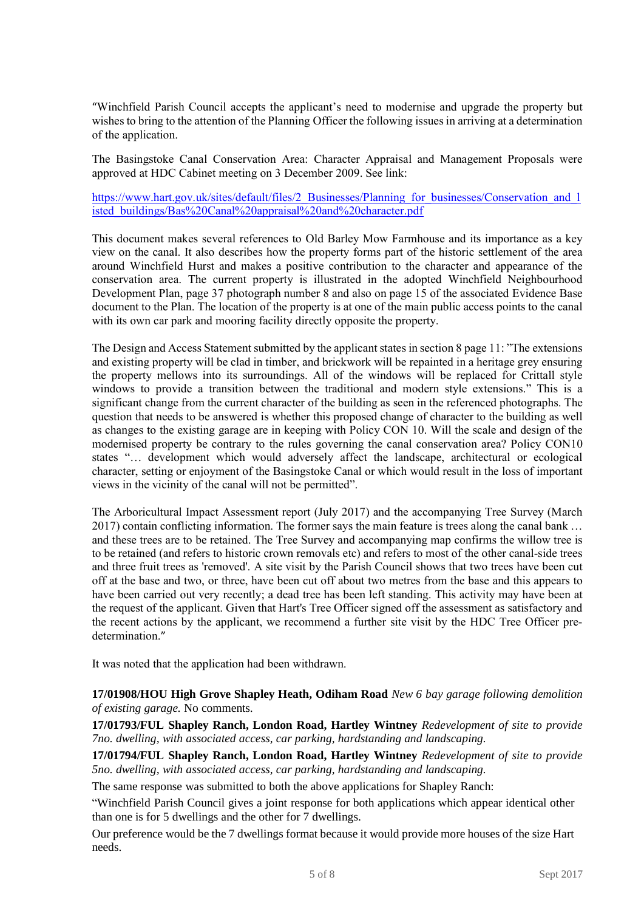"Winchfield Parish Council accepts the applicant's need to modernise and upgrade the property but wishes to bring to the attention of the Planning Officer the following issues in arriving at a determination of the application.

The Basingstoke Canal Conservation Area: Character Appraisal and Management Proposals were approved at HDC Cabinet meeting on 3 December 2009. See link:

[https://www.hart.gov.uk/sites/default/files/2_Businesses/Planning_for_businesses/Conservation_and_listed_buildings/Bas%20Canal%20appraisal%20and%20character.pdf](https://www.hart.gov.uk/sites/default/files/2_Businesses/Planning_for_businesses/Conservation_and_listed_buildings/Bas%20Canal%20appraisal%20and%20character.pdf)

This document makes several references to Old Barley Mow Farmhouse and its importance as a key view on the canal. It also describes how the property forms part of the historic settlement of the area around Winchfield Hurst and makes a positive contribution to the character and appearance of the conservation area. The current property is illustrated in the adopted Winchfield Neighbourhood Development Plan, page 37 photograph number 8 and also on page 15 of the associated Evidence Base document to the Plan. The location of the property is at one of the main public access points to the canal with its own car park and mooring facility directly opposite the property.

The Design and Access Statement submitted by the applicant states in section 8 page 11: "The extensions and existing property will be clad in timber, and brickwork will be repainted in a heritage grey ensuring the property mellows into its surroundings. All of the windows will be replaced for Crittall style windows to provide a transition between the traditional and modern style extensions." This is a significant change from the current character of the building as seen in the referenced photographs. The question that needs to be answered is whether this proposed change of character to the building as well as changes to the existing garage are in keeping with Policy CON 10. Will the scale and design of the modernised property be contrary to the rules governing the canal conservation area? Policy CON10 states "… development which would adversely affect the landscape, architectural or ecological character, setting or enjoyment of the Basingstoke Canal or which would result in the loss of important views in the vicinity of the canal will not be permitted".

The Arboricultural Impact Assessment report (July 2017) and the accompanying Tree Survey (March 2017) contain conflicting information. The former says the main feature is trees along the canal bank … and these trees are to be retained. The Tree Survey and accompanying map confirms the willow tree is to be retained (and refers to historic crown removals etc) and refers to most of the other canal-side trees and three fruit trees as 'removed'. A site visit by the Parish Council shows that two trees have been cut off at the base and two, or three, have been cut off about two metres from the base and this appears to have been carried out very recently; a dead tree has been left standing. This activity may have been at the request of the applicant. Given that Hart's Tree Officer signed off the assessment as satisfactory and the recent actions by the applicant, we recommend a further site visit by the HDC Tree Officer pre-determination."

It was noted that the application had been withdrawn.

**17/01908/HOU High Grove Shapley Heath, Odiham Road** *New 6 bay garage following demolition of existing garage.* No comments.

**17/01793/FUL Shapley Ranch, London Road, Hartley Wintney** *Redevelopment of site to provide 7no. dwelling, with associated access, car parking, hardstanding and landscaping.*

**17/01794/FUL Shapley Ranch, London Road, Hartley Wintney** *Redevelopment of site to provide 5no. dwelling, with associated access, car parking, hardstanding and landscaping.*

The same response was submitted to both the above applications for Shapley Ranch:

"Winchfield Parish Council gives a joint response for both applications which appear identical other than one is for 5 dwellings and the other for 7 dwellings.

Our preference would be the 7 dwellings format because it would provide more houses of the size Hart needs.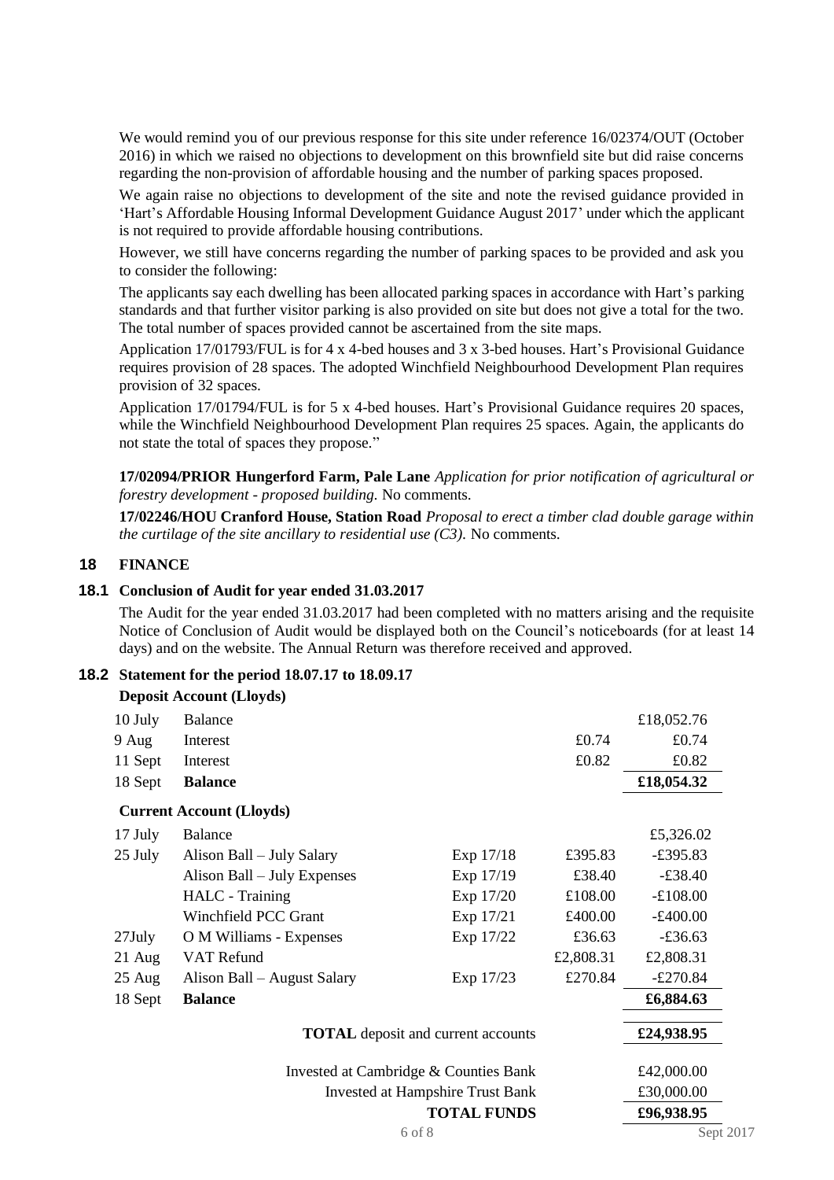We would remind you of our previous response for this site under reference 16/02374/OUT (October 2016) in which we raised no objections to development on this brownfield site but did raise concerns regarding the non-provision of affordable housing and the number of parking spaces proposed.

We again raise no objections to development of the site and note the revised guidance provided in 'Hart's Affordable Housing Informal Development Guidance August 2017' under which the applicant is not required to provide affordable housing contributions.

However, we still have concerns regarding the number of parking spaces to be provided and ask you to consider the following:

The applicants say each dwelling has been allocated parking spaces in accordance with Hart's parking standards and that further visitor parking is also provided on site but does not give a total for the two. The total number of spaces provided cannot be ascertained from the site maps.

Application 17/01793/FUL is for 4 x 4-bed houses and 3 x 3-bed houses. Hart's Provisional Guidance requires provision of 28 spaces. The adopted Winchfield Neighbourhood Development Plan requires provision of 32 spaces.

Application 17/01794/FUL is for 5 x 4-bed houses. Hart's Provisional Guidance requires 20 spaces, while the Winchfield Neighbourhood Development Plan requires 25 spaces. Again, the applicants do not state the total of spaces they propose."

**17/02094/PRIOR Hungerford Farm, Pale Lane** *Application for prior notification of agricultural or forestry development - proposed building.* No comments.

**17/02246/HOU Cranford House, Station Road** *Proposal to erect a timber clad double garage within the curtilage of the site ancillary to residential use (C3).* No comments.

## 18 FINANCE

### 18.1 Conclusion of Audit for year ended 31.03.2017

The Audit for the year ended 31.03.2017 had been completed with no matters arising and the requisite Notice of Conclusion of Audit would be displayed both on the Council's noticeboards (for at least 14 days) and on the website. The Annual Return was therefore received and approved.

### 18.2 Statement for the period 18.07.17 to 18.09.17

**Deposit Account (Lloyds)**

| Date | Item | | | |
|---|---|---|---|---|
| 10 July | Balance | | | £18,052.76 |
| 9 Aug | Interest | | £0.74 | £0.74 |
| 11 Sept | Interest | | £0.82 | £0.82 |
| 18 Sept | **Balance** | | | **£18,054.32** |

**Current Account (Lloyds)**

| Date | Item | Ref | Amount | |
|---|---|---|---|---|
| 17 July | Balance | | | £5,326.02 |
| 25 July | Alison Ball – July Salary | Exp 17/18 | £395.83 | -£395.83 |
| | Alison Ball – July Expenses | Exp 17/19 | £38.40 | -£38.40 |
| | HALC - Training | Exp 17/20 | £108.00 | -£108.00 |
| | Winchfield PCC Grant | Exp 17/21 | £400.00 | -£400.00 |
| 27July | O M Williams - Expenses | Exp 17/22 | £36.63 | -£36.63 |
| 21 Aug | VAT Refund | | £2,808.31 | £2,808.31 |
| 25 Aug | Alison Ball – August Salary | Exp 17/23 | £270.84 | -£270.84 |
| 18 Sept | **Balance** | | | **£6,884.63** |

| | |
|---|---|
| **TOTAL** deposit and current accounts | **£24,938.95** |
| Invested at Cambridge & Counties Bank | £42,000.00 |
| Invested at Hampshire Trust Bank | £30,000.00 |
| **TOTAL FUNDS** | **£96,938.95** |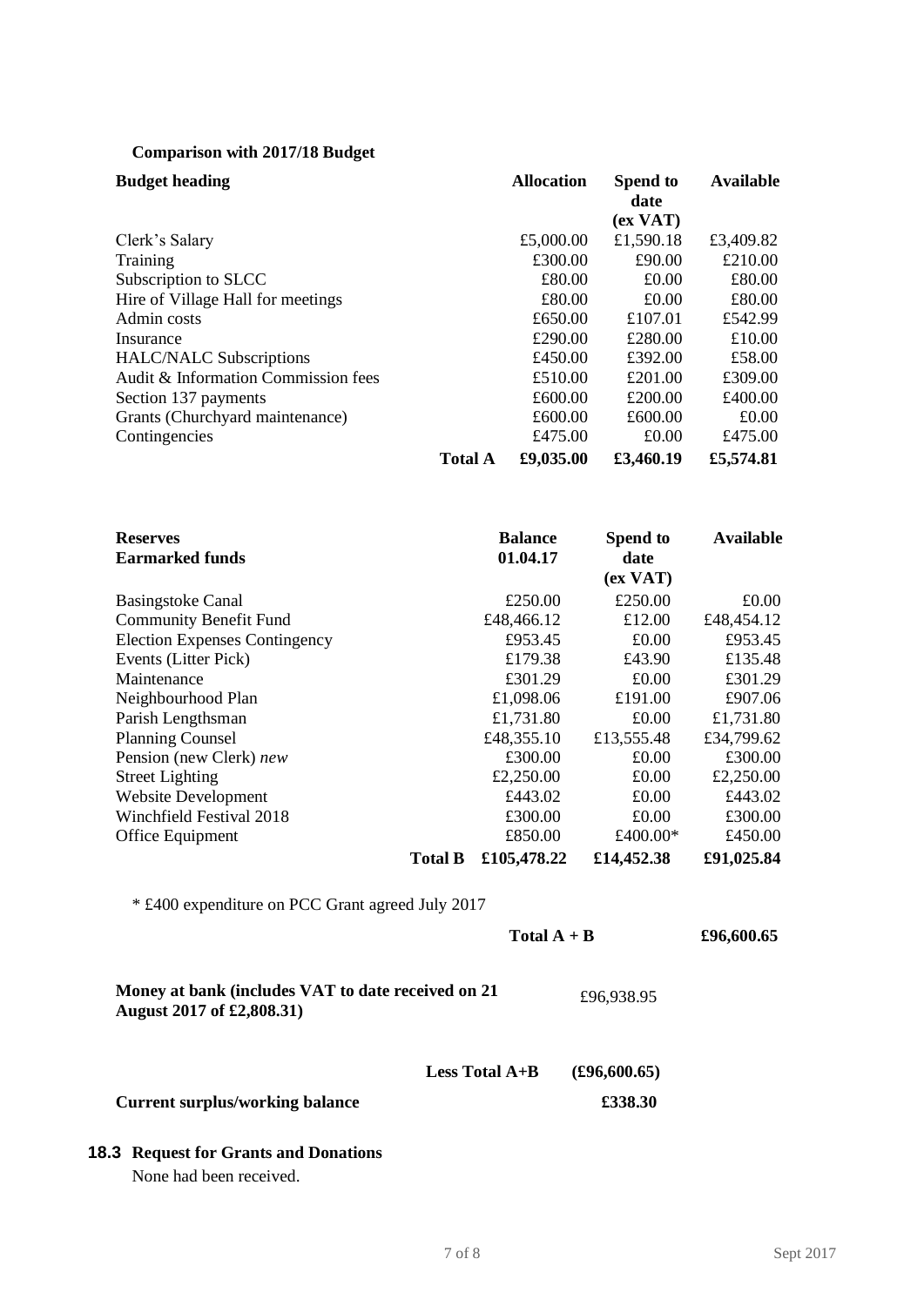**Comparison with 2017/18 Budget**

| Budget heading | | Allocation | Spend to date (ex VAT) | Available |
|---|---|---|---|---|
| Clerk's Salary | | £5,000.00 | £1,590.18 | £3,409.82 |
| Training | | £300.00 | £90.00 | £210.00 |
| Subscription to SLCC | | £80.00 | £0.00 | £80.00 |
| Hire of Village Hall for meetings | | £80.00 | £0.00 | £80.00 |
| Admin costs | | £650.00 | £107.01 | £542.99 |
| Insurance | | £290.00 | £280.00 | £10.00 |
| HALC/NALC Subscriptions | | £450.00 | £392.00 | £58.00 |
| Audit & Information Commission fees | | £510.00 | £201.00 | £309.00 |
| Section 137 payments | | £600.00 | £200.00 | £400.00 |
| Grants (Churchyard maintenance) | | £600.00 | £600.00 | £0.00 |
| Contingencies | | £475.00 | £0.00 | £475.00 |
| | **Total A** | **£9,035.00** | **£3,460.19** | **£5,574.81** |

| Reserves Earmarked funds | | Balance 01.04.17 | Spend to date (ex VAT) | Available |
|---|---|---|---|---|
| Basingstoke Canal | | £250.00 | £250.00 | £0.00 |
| Community Benefit Fund | | £48,466.12 | £12.00 | £48,454.12 |
| Election Expenses Contingency | | £953.45 | £0.00 | £953.45 |
| Events (Litter Pick) | | £179.38 | £43.90 | £135.48 |
| Maintenance | | £301.29 | £0.00 | £301.29 |
| Neighbourhood Plan | | £1,098.06 | £191.00 | £907.06 |
| Parish Lengthsman | | £1,731.80 | £0.00 | £1,731.80 |
| Planning Counsel | | £48,355.10 | £13,555.48 | £34,799.62 |
| Pension (new Clerk) *new* | | £300.00 | £0.00 | £300.00 |
| Street Lighting | | £2,250.00 | £0.00 | £2,250.00 |
| Website Development | | £443.02 | £0.00 | £443.02 |
| Winchfield Festival 2018 | | £300.00 | £0.00 | £300.00 |
| Office Equipment | | £850.00 | £400.00* | £450.00 |
| | **Total B** | **£105,478.22** | **£14,452.38** | **£91,025.84** |

\* £400 expenditure on PCC Grant agreed July 2017

| | | |
|---|---|---|
| | **Total A + B** | **£96,600.65** |
| **Money at bank (includes VAT to date received on 21 August 2017 of £2,808.31)** | £96,938.95 | |
| **Less Total A+B** | **(£96,600.65)** | |
| **Current surplus/working balance** | **£338.30** | |

### 18.3 Request for Grants and Donations

None had been received.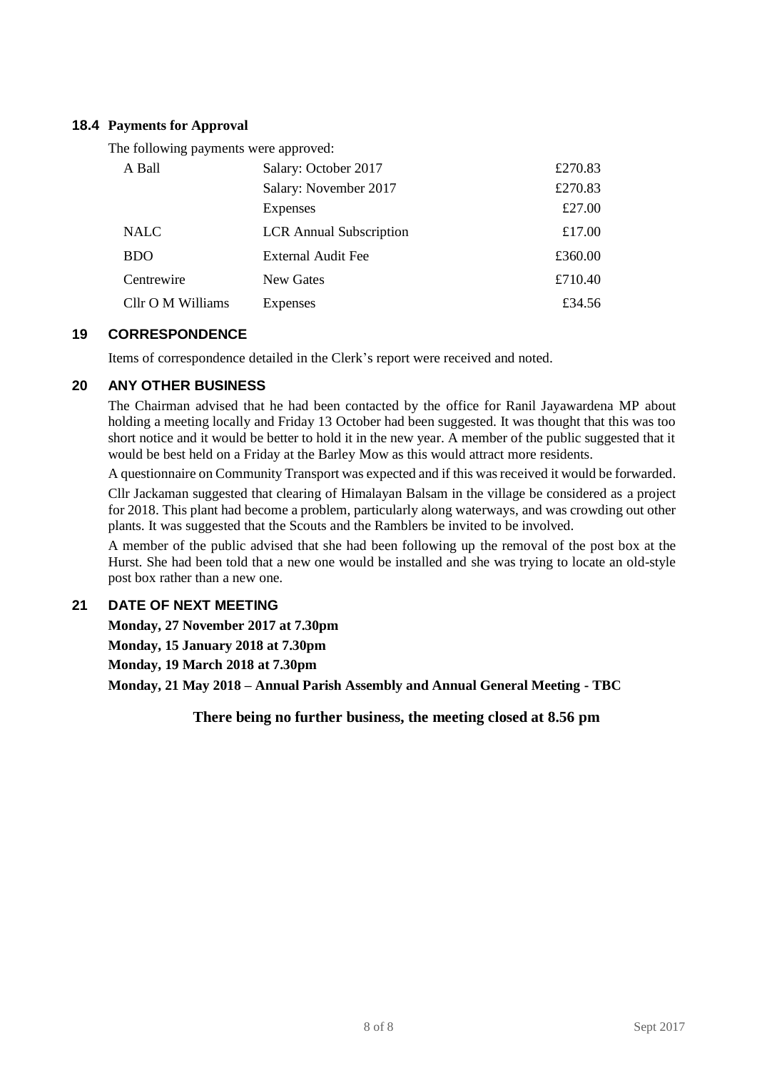### 18.4 Payments for Approval

The following payments were approved:

| | | |
|---|---|---|
| A Ball | Salary: October 2017 | £270.83 |
| | Salary: November 2017 | £270.83 |
| | Expenses | £27.00 |
| NALC | LCR Annual Subscription | £17.00 |
| BDO | External Audit Fee | £360.00 |
| Centrewire | New Gates | £710.40 |
| Cllr O M Williams | Expenses | £34.56 |

## 19 CORRESPONDENCE

Items of correspondence detailed in the Clerk's report were received and noted.

## 20 ANY OTHER BUSINESS

The Chairman advised that he had been contacted by the office for Ranil Jayawardena MP about holding a meeting locally and Friday 13 October had been suggested. It was thought that this was too short notice and it would be better to hold it in the new year. A member of the public suggested that it would be best held on a Friday at the Barley Mow as this would attract more residents.

A questionnaire on Community Transport was expected and if this was received it would be forwarded.

Cllr Jackaman suggested that clearing of Himalayan Balsam in the village be considered as a project for 2018. This plant had become a problem, particularly along waterways, and was crowding out other plants. It was suggested that the Scouts and the Ramblers be invited to be involved.

A member of the public advised that she had been following up the removal of the post box at the Hurst. She had been told that a new one would be installed and she was trying to locate an old-style post box rather than a new one.

## 21 DATE OF NEXT MEETING

**Monday, 27 November 2017 at 7.30pm**

**Monday, 15 January 2018 at 7.30pm**

**Monday, 19 March 2018 at 7.30pm**

**Monday, 21 May 2018 – Annual Parish Assembly and Annual General Meeting - TBC**

**There being no further business, the meeting closed at 8.56 pm**